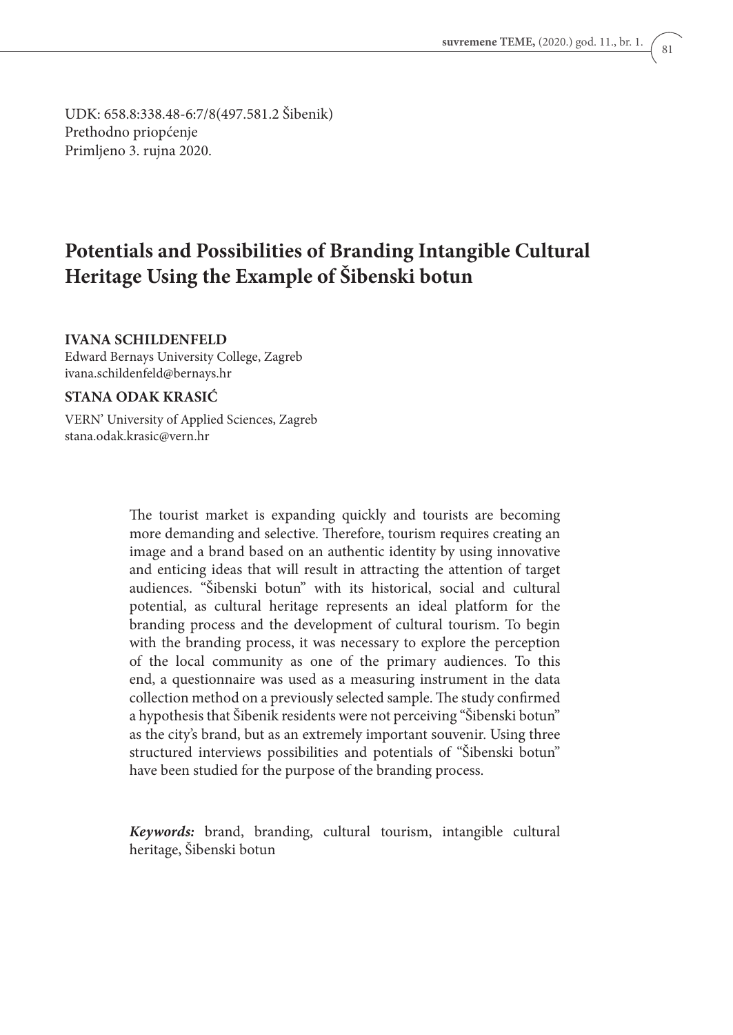UDK: 658.8:338.48-6:7/8(497.581.2 Šibenik)
Prethodno priopćenje
Primljeno 3. rujna 2020.

# Potentials and Possibilities of Branding Intangible Cultural Heritage Using the Example of Šibenski botun

**IVANA SCHILDENFELD**
Edward Bernays University College, Zagreb
ivana.schildenfeld@bernays.hr

**STANA ODAK KRASIĆ**
VERN' University of Applied Sciences, Zagreb
stana.odak.krasic@vern.hr

The tourist market is expanding quickly and tourists are becoming more demanding and selective. Therefore, tourism requires creating an image and a brand based on an authentic identity by using innovative and enticing ideas that will result in attracting the attention of target audiences. "Šibenski botun" with its historical, social and cultural potential, as cultural heritage represents an ideal platform for the branding process and the development of cultural tourism. To begin with the branding process, it was necessary to explore the perception of the local community as one of the primary audiences. To this end, a questionnaire was used as a measuring instrument in the data collection method on a previously selected sample. The study confirmed a hypothesis that Šibenik residents were not perceiving "Šibenski botun" as the city's brand, but as an extremely important souvenir. Using three structured interviews possibilities and potentials of "Šibenski botun" have been studied for the purpose of the branding process.

***Keywords:*** brand, branding, cultural tourism, intangible cultural heritage, Šibenski botun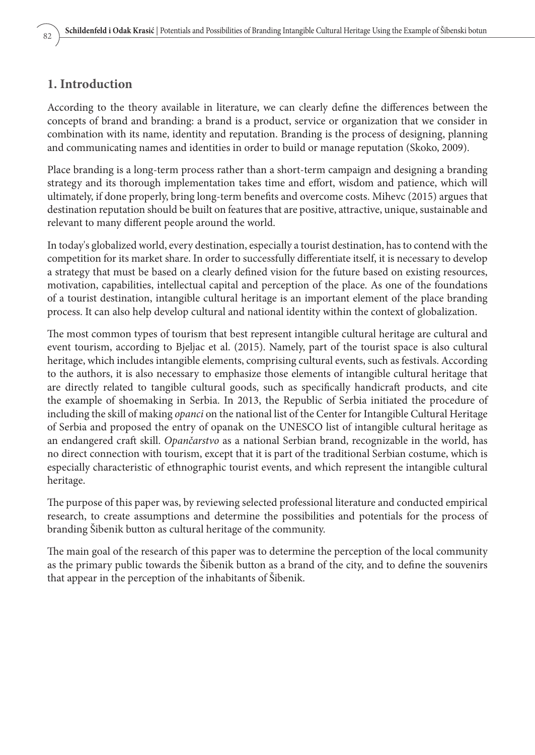## 1. Introduction

According to the theory available in literature, we can clearly define the differences between the concepts of brand and branding: a brand is a product, service or organization that we consider in combination with its name, identity and reputation. Branding is the process of designing, planning and communicating names and identities in order to build or manage reputation (Skoko, 2009).

Place branding is a long-term process rather than a short-term campaign and designing a branding strategy and its thorough implementation takes time and effort, wisdom and patience, which will ultimately, if done properly, bring long-term benefits and overcome costs. Mihevc (2015) argues that destination reputation should be built on features that are positive, attractive, unique, sustainable and relevant to many different people around the world.

In today's globalized world, every destination, especially a tourist destination, has to contend with the competition for its market share. In order to successfully differentiate itself, it is necessary to develop a strategy that must be based on a clearly defined vision for the future based on existing resources, motivation, capabilities, intellectual capital and perception of the place. As one of the foundations of a tourist destination, intangible cultural heritage is an important element of the place branding process. It can also help develop cultural and national identity within the context of globalization.

The most common types of tourism that best represent intangible cultural heritage are cultural and event tourism, according to Bjeljac et al. (2015). Namely, part of the tourist space is also cultural heritage, which includes intangible elements, comprising cultural events, such as festivals. According to the authors, it is also necessary to emphasize those elements of intangible cultural heritage that are directly related to tangible cultural goods, such as specifically handicraft products, and cite the example of shoemaking in Serbia. In 2013, the Republic of Serbia initiated the procedure of including the skill of making *opanci* on the national list of the Center for Intangible Cultural Heritage of Serbia and proposed the entry of opanak on the UNESCO list of intangible cultural heritage as an endangered craft skill. *Opančarstvo* as a national Serbian brand, recognizable in the world, has no direct connection with tourism, except that it is part of the traditional Serbian costume, which is especially characteristic of ethnographic tourist events, and which represent the intangible cultural heritage.

The purpose of this paper was, by reviewing selected professional literature and conducted empirical research, to create assumptions and determine the possibilities and potentials for the process of branding Šibenik button as cultural heritage of the community.

The main goal of the research of this paper was to determine the perception of the local community as the primary public towards the Šibenik button as a brand of the city, and to define the souvenirs that appear in the perception of the inhabitants of Šibenik.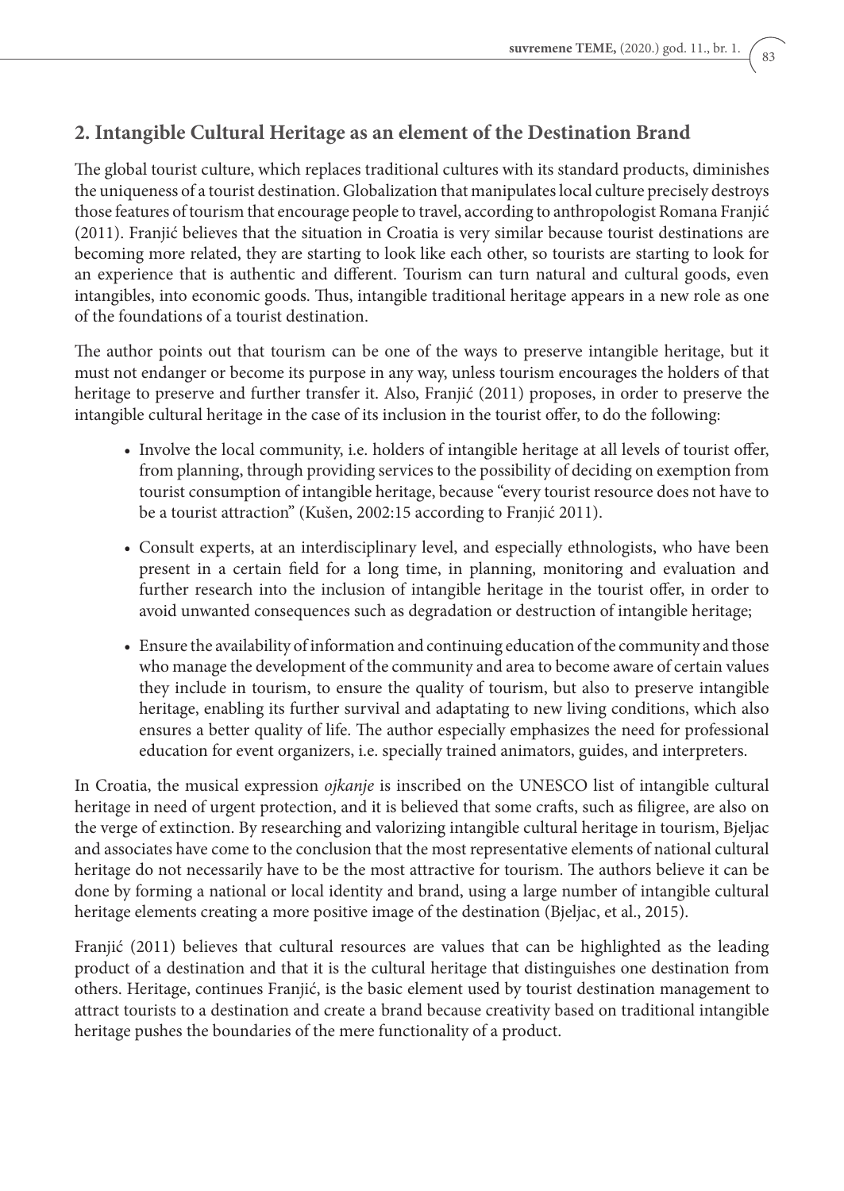## 2. Intangible Cultural Heritage as an element of the Destination Brand

The global tourist culture, which replaces traditional cultures with its standard products, diminishes the uniqueness of a tourist destination. Globalization that manipulates local culture precisely destroys those features of tourism that encourage people to travel, according to anthropologist Romana Franjić (2011). Franjić believes that the situation in Croatia is very similar because tourist destinations are becoming more related, they are starting to look like each other, so tourists are starting to look for an experience that is authentic and different. Tourism can turn natural and cultural goods, even intangibles, into economic goods. Thus, intangible traditional heritage appears in a new role as one of the foundations of a tourist destination.

The author points out that tourism can be one of the ways to preserve intangible heritage, but it must not endanger or become its purpose in any way, unless tourism encourages the holders of that heritage to preserve and further transfer it. Also, Franjić (2011) proposes, in order to preserve the intangible cultural heritage in the case of its inclusion in the tourist offer, to do the following:

- Involve the local community, i.e. holders of intangible heritage at all levels of tourist offer, from planning, through providing services to the possibility of deciding on exemption from tourist consumption of intangible heritage, because "every tourist resource does not have to be a tourist attraction" (Kušen, 2002:15 according to Franjić 2011).
- Consult experts, at an interdisciplinary level, and especially ethnologists, who have been present in a certain field for a long time, in planning, monitoring and evaluation and further research into the inclusion of intangible heritage in the tourist offer, in order to avoid unwanted consequences such as degradation or destruction of intangible heritage;
- Ensure the availability of information and continuing education of the community and those who manage the development of the community and area to become aware of certain values they include in tourism, to ensure the quality of tourism, but also to preserve intangible heritage, enabling its further survival and adaptating to new living conditions, which also ensures a better quality of life. The author especially emphasizes the need for professional education for event organizers, i.e. specially trained animators, guides, and interpreters.

In Croatia, the musical expression *ojkanje* is inscribed on the UNESCO list of intangible cultural heritage in need of urgent protection, and it is believed that some crafts, such as filigree, are also on the verge of extinction. By researching and valorizing intangible cultural heritage in tourism, Bjeljac and associates have come to the conclusion that the most representative elements of national cultural heritage do not necessarily have to be the most attractive for tourism. The authors believe it can be done by forming a national or local identity and brand, using a large number of intangible cultural heritage elements creating a more positive image of the destination (Bjeljac, et al., 2015).

Franjić (2011) believes that cultural resources are values that can be highlighted as the leading product of a destination and that it is the cultural heritage that distinguishes one destination from others. Heritage, continues Franjić, is the basic element used by tourist destination management to attract tourists to a destination and create a brand because creativity based on traditional intangible heritage pushes the boundaries of the mere functionality of a product.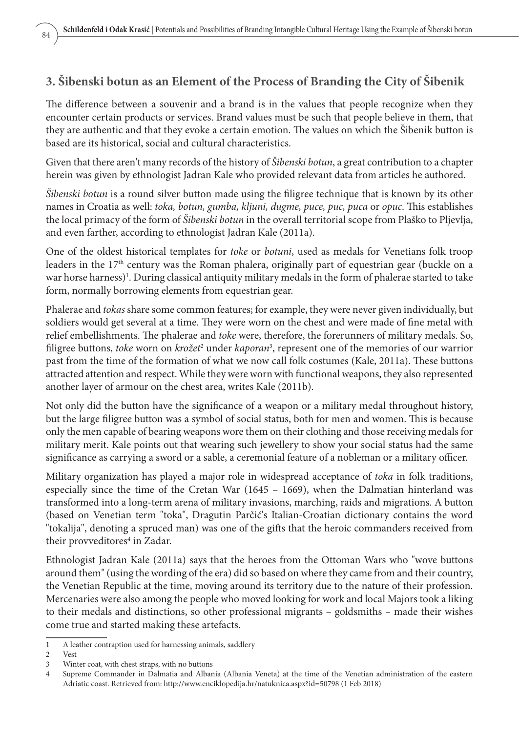## 3. Šibenski botun as an Element of the Process of Branding the City of Šibenik

The difference between a souvenir and a brand is in the values that people recognize when they encounter certain products or services. Brand values must be such that people believe in them, that they are authentic and that they evoke a certain emotion. The values on which the Šibenik button is based are its historical, social and cultural characteristics.

Given that there aren't many records of the history of *Šibenski botun*, a great contribution to a chapter herein was given by ethnologist Jadran Kale who provided relevant data from articles he authored.

*Šibenski botun* is a round silver button made using the filigree technique that is known by its other names in Croatia as well: *toka, botun, gumba, kljuni, dugme, puce, puc, puca* or *opuc*. This establishes the local primacy of the form of *Šibenski botun* in the overall territorial scope from Plaško to Pljevlja, and even farther, according to ethnologist Jadran Kale (2011a).

One of the oldest historical templates for *toke* or *botuni*, used as medals for Venetians folk troop leaders in the 17th century was the Roman phalera, originally part of equestrian gear (buckle on a war horse harness)[1]. During classical antiquity military medals in the form of phalerae started to take form, normally borrowing elements from equestrian gear.

Phalerae and *tokas* share some common features; for example, they were never given individually, but soldiers would get several at a time. They were worn on the chest and were made of fine metal with relief embellishments. The phalerae and *toke* were, therefore, the forerunners of military medals. So, filigree buttons, *toke* worn on *krožet*[2] under *kaporan*[3], represent one of the memories of our warrior past from the time of the formation of what we now call folk costumes (Kale, 2011a). These buttons attracted attention and respect. While they were worn with functional weapons, they also represented another layer of armour on the chest area, writes Kale (2011b).

Not only did the button have the significance of a weapon or a military medal throughout history, but the large filigree button was a symbol of social status, both for men and women. This is because only the men capable of bearing weapons wore them on their clothing and those receiving medals for military merit. Kale points out that wearing such jewellery to show your social status had the same significance as carrying a sword or a sable, a ceremonial feature of a nobleman or a military officer.

Military organization has played a major role in widespread acceptance of *toka* in folk traditions, especially since the time of the Cretan War (1645 – 1669), when the Dalmatian hinterland was transformed into a long-term arena of military invasions, marching, raids and migrations. A button (based on Venetian term "toka", Dragutin Parčić's Italian-Croatian dictionary contains the word "tokalija", denoting a spruced man) was one of the gifts that the heroic commanders received from their provveditores[4] in Zadar.

Ethnologist Jadran Kale (2011a) says that the heroes from the Ottoman Wars who "wove buttons around them" (using the wording of the era) did so based on where they came from and their country, the Venetian Republic at the time, moving around its territory due to the nature of their profession. Mercenaries were also among the people who moved looking for work and local Majors took a liking to their medals and distinctions, so other professional migrants – goldsmiths – made their wishes come true and started making these artefacts.

---

1 A leather contraption used for harnessing animals, saddlery

2 Vest

3 Winter coat, with chest straps, with no buttons

4 Supreme Commander in Dalmatia and Albania (Albania Veneta) at the time of the Venetian administration of the eastern Adriatic coast. Retrieved from: http://www.enciklopedija.hr/natuknica.aspx?id=50798 (1 Feb 2018)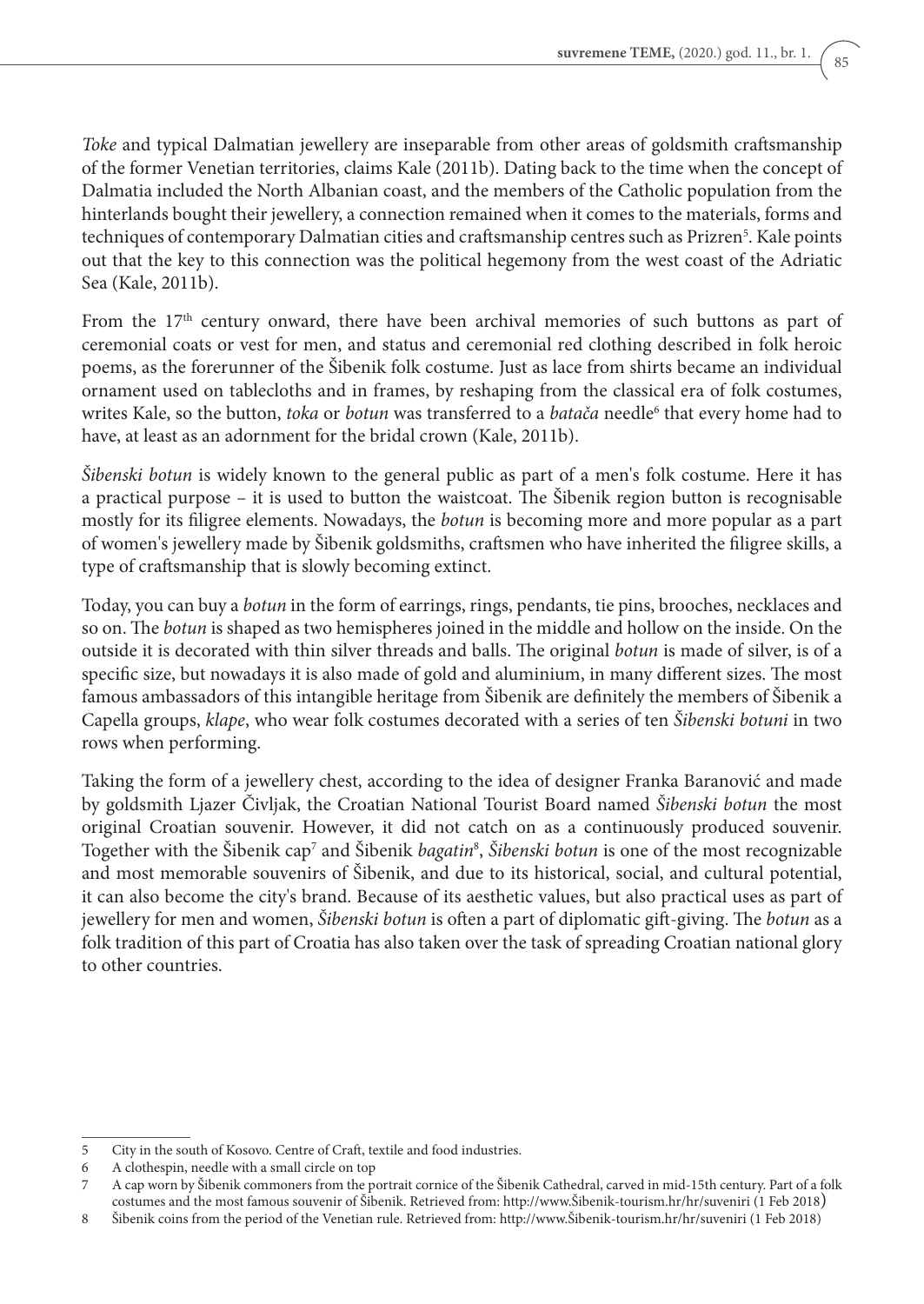*Toke* and typical Dalmatian jewellery are inseparable from other areas of goldsmith craftsmanship of the former Venetian territories, claims Kale (2011b). Dating back to the time when the concept of Dalmatia included the North Albanian coast, and the members of the Catholic population from the hinterlands bought their jewellery, a connection remained when it comes to the materials, forms and techniques of contemporary Dalmatian cities and craftsmanship centres such as Prizren[5]. Kale points out that the key to this connection was the political hegemony from the west coast of the Adriatic Sea (Kale, 2011b).

From the 17th century onward, there have been archival memories of such buttons as part of ceremonial coats or vest for men, and status and ceremonial red clothing described in folk heroic poems, as the forerunner of the Šibenik folk costume. Just as lace from shirts became an individual ornament used on tablecloths and in frames, by reshaping from the classical era of folk costumes, writes Kale, so the button, *toka* or *botun* was transferred to a *batača* needle[6] that every home had to have, at least as an adornment for the bridal crown (Kale, 2011b).

*Šibenski botun* is widely known to the general public as part of a men's folk costume. Here it has a practical purpose – it is used to button the waistcoat. The Šibenik region button is recognisable mostly for its filigree elements. Nowadays, the *botun* is becoming more and more popular as a part of women's jewellery made by Šibenik goldsmiths, craftsmen who have inherited the filigree skills, a type of craftsmanship that is slowly becoming extinct.

Today, you can buy a *botun* in the form of earrings, rings, pendants, tie pins, brooches, necklaces and so on. The *botun* is shaped as two hemispheres joined in the middle and hollow on the inside. On the outside it is decorated with thin silver threads and balls. The original *botun* is made of silver, is of a specific size, but nowadays it is also made of gold and aluminium, in many different sizes. The most famous ambassadors of this intangible heritage from Šibenik are definitely the members of Šibenik a Capella groups, *klape*, who wear folk costumes decorated with a series of ten *Šibenski botuni* in two rows when performing.

Taking the form of a jewellery chest, according to the idea of designer Franka Baranović and made by goldsmith Ljazer Čivljak, the Croatian National Tourist Board named *Šibenski botun* the most original Croatian souvenir. However, it did not catch on as a continuously produced souvenir. Together with the Šibenik cap[7] and Šibenik *bagatin*[8], *Šibenski botun* is one of the most recognizable and most memorable souvenirs of Šibenik, and due to its historical, social, and cultural potential, it can also become the city's brand. Because of its aesthetic values, but also practical uses as part of jewellery for men and women, *Šibenski botun* is often a part of diplomatic gift-giving. The *botun* as a folk tradition of this part of Croatia has also taken over the task of spreading Croatian national glory to other countries.

---

5 City in the south of Kosovo. Centre of Craft, textile and food industries.

6 A clothespin, needle with a small circle on top

7 A cap worn by Šibenik commoners from the portrait cornice of the Šibenik Cathedral, carved in mid-15th century. Part of a folk costumes and the most famous souvenir of Šibenik. Retrieved from: http://www.Šibenik-tourism.hr/hr/suveniri (1 Feb 2018)

8 Šibenik coins from the period of the Venetian rule. Retrieved from: http://www.Šibenik-tourism.hr/hr/suveniri (1 Feb 2018)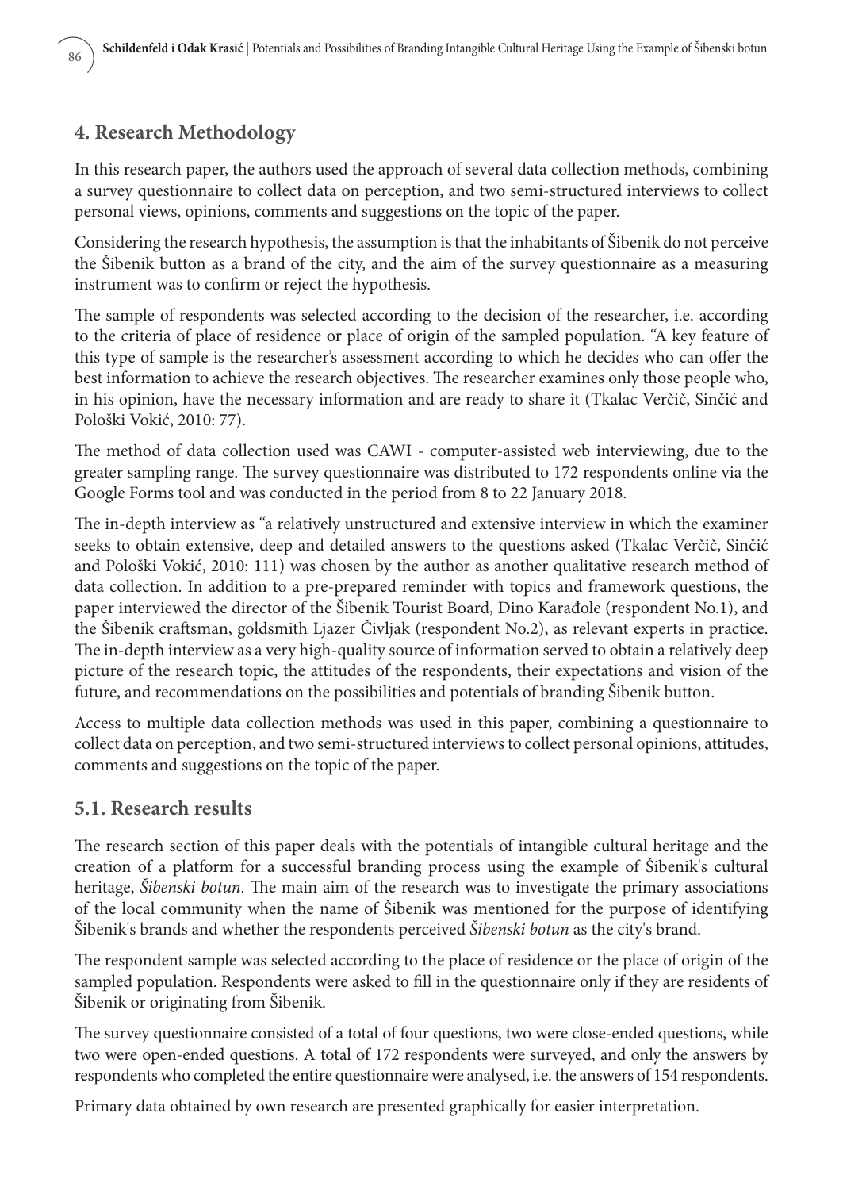## 4. Research Methodology

In this research paper, the authors used the approach of several data collection methods, combining a survey questionnaire to collect data on perception, and two semi-structured interviews to collect personal views, opinions, comments and suggestions on the topic of the paper.

Considering the research hypothesis, the assumption is that the inhabitants of Šibenik do not perceive the Šibenik button as a brand of the city, and the aim of the survey questionnaire as a measuring instrument was to confirm or reject the hypothesis.

The sample of respondents was selected according to the decision of the researcher, i.e. according to the criteria of place of residence or place of origin of the sampled population. "A key feature of this type of sample is the researcher's assessment according to which he decides who can offer the best information to achieve the research objectives. The researcher examines only those people who, in his opinion, have the necessary information and are ready to share it (Tkalac Verčič, Sinčić and Pološki Vokić, 2010: 77).

The method of data collection used was CAWI - computer-assisted web interviewing, due to the greater sampling range. The survey questionnaire was distributed to 172 respondents online via the Google Forms tool and was conducted in the period from 8 to 22 January 2018.

The in-depth interview as "a relatively unstructured and extensive interview in which the examiner seeks to obtain extensive, deep and detailed answers to the questions asked (Tkalac Verčič, Sinčić and Pološki Vokić, 2010: 111) was chosen by the author as another qualitative research method of data collection. In addition to a pre-prepared reminder with topics and framework questions, the paper interviewed the director of the Šibenik Tourist Board, Dino Karađole (respondent No.1), and the Šibenik craftsman, goldsmith Ljazer Čivljak (respondent No.2), as relevant experts in practice. The in-depth interview as a very high-quality source of information served to obtain a relatively deep picture of the research topic, the attitudes of the respondents, their expectations and vision of the future, and recommendations on the possibilities and potentials of branding Šibenik button.

Access to multiple data collection methods was used in this paper, combining a questionnaire to collect data on perception, and two semi-structured interviews to collect personal opinions, attitudes, comments and suggestions on the topic of the paper.

## 5.1. Research results

The research section of this paper deals with the potentials of intangible cultural heritage and the creation of a platform for a successful branding process using the example of Šibenik's cultural heritage, *Šibenski botun*. The main aim of the research was to investigate the primary associations of the local community when the name of Šibenik was mentioned for the purpose of identifying Šibenik's brands and whether the respondents perceived *Šibenski botun* as the city's brand.

The respondent sample was selected according to the place of residence or the place of origin of the sampled population. Respondents were asked to fill in the questionnaire only if they are residents of Šibenik or originating from Šibenik.

The survey questionnaire consisted of a total of four questions, two were close-ended questions, while two were open-ended questions. A total of 172 respondents were surveyed, and only the answers by respondents who completed the entire questionnaire were analysed, i.e. the answers of 154 respondents.

Primary data obtained by own research are presented graphically for easier interpretation.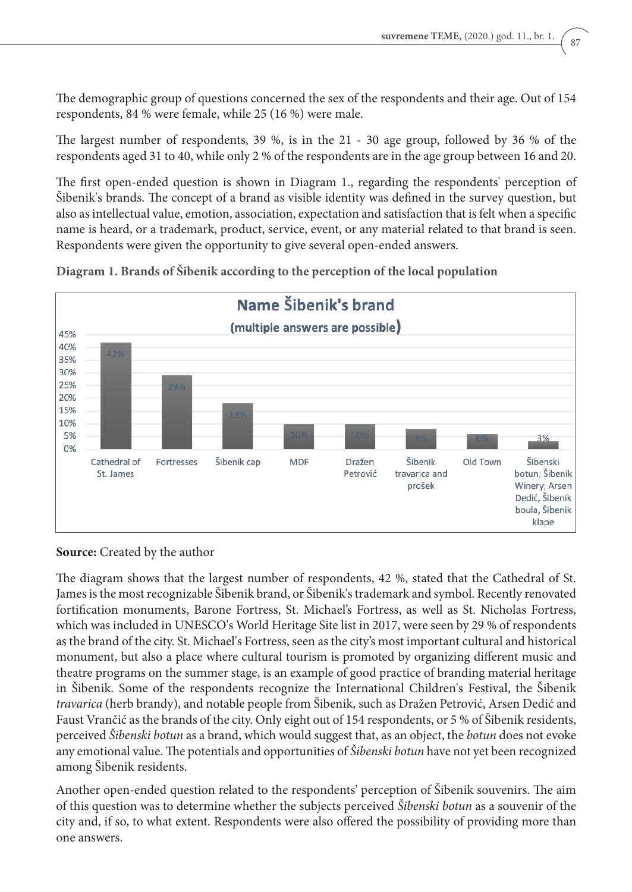The demographic group of questions concerned the sex of the respondents and their age. Out of 154 respondents, 84 % were female, while 25 (16 %) were male.

The largest number of respondents, 39 %, is in the 21 - 30 age group, followed by 36 % of the respondents aged 31 to 40, while only 2 % of the respondents are in the age group between 16 and 20.

The first open-ended question is shown in Diagram 1., regarding the respondents' perception of Šibenik's brands. The concept of a brand as visible identity was defined in the survey question, but also as intellectual value, emotion, association, expectation and satisfaction that is felt when a specific name is heard, or a trademark, product, service, event, or any material related to that brand is seen. Respondents were given the opportunity to give several open-ended answers.

**Diagram 1. Brands of Šibenik according to the perception of the local population**

**Name Šibenik's brand**

**(multiple answers are possible)**

| Brand | % |
|---|---|
| Cathedral of St. James | 42% |
| Fortresses | 29% |
| Šibenik cap | 18% |
| MDF | 10% |
| Dražen Petrović | 10% |
| Šibenik travarica and prošek | 8% |
| Old Town | 6% |
| Šibenski botun; Šibenik Winery; Arsen Dedić, Šibenik boula, Šibenik klape | 3% |

**Source:** Created by the author

The diagram shows that the largest number of respondents, 42 %, stated that the Cathedral of St. James is the most recognizable Šibenik brand, or Šibenik's trademark and symbol. Recently renovated fortification monuments, Barone Fortress, St. Michael's Fortress, as well as St. Nicholas Fortress, which was included in UNESCO's World Heritage Site list in 2017, were seen by 29 % of respondents as the brand of the city. St. Michael's Fortress, seen as the city's most important cultural and historical monument, but also a place where cultural tourism is promoted by organizing different music and theatre programs on the summer stage, is an example of good practice of branding material heritage in Šibenik. Some of the respondents recognize the International Children's Festival, the Šibenik *travarica* (herb brandy), and notable people from Šibenik, such as Dražen Petrović, Arsen Dedić and Faust Vrančić as the brands of the city. Only eight out of 154 respondents, or 5 % of Šibenik residents, perceived *Šibenski botun* as a brand, which would suggest that, as an object, the *botun* does not evoke any emotional value. The potentials and opportunities of *Šibenski botun* have not yet been recognized among Šibenik residents.

Another open-ended question related to the respondents' perception of Šibenik souvenirs. The aim of this question was to determine whether the subjects perceived *Šibenski botun* as a souvenir of the city and, if so, to what extent. Respondents were also offered the possibility of providing more than one answers.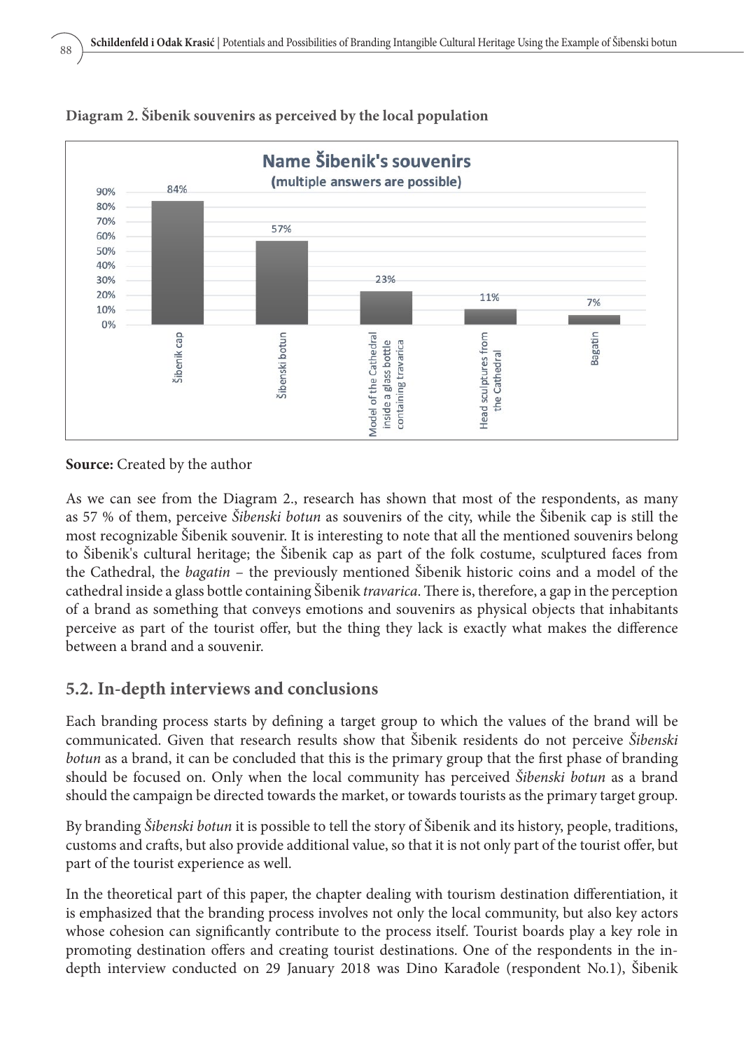**Diagram 2. Šibenik souvenirs as perceived by the local population**

| Name Šibenik's souvenirs (multiple answers are possible) | % |
|---|---|
| Šibenik cap | 84% |
| Šibenski botun | 57% |
| Model of the Cathedral inside a glass bottle containing travarica | 23% |
| Head sculptures from the Cathedral | 11% |
| Bagatin | 7% |

**Source:** Created by the author

As we can see from the Diagram 2., research has shown that most of the respondents, as many as 57 % of them, perceive *Šibenski botun* as souvenirs of the city, while the Šibenik cap is still the most recognizable Šibenik souvenir. It is interesting to note that all the mentioned souvenirs belong to Šibenik's cultural heritage; the Šibenik cap as part of the folk costume, sculptured faces from the Cathedral, the *bagatin* – the previously mentioned Šibenik historic coins and a model of the cathedral inside a glass bottle containing Šibenik *travarica*. There is, therefore, a gap in the perception of a brand as something that conveys emotions and souvenirs as physical objects that inhabitants perceive as part of the tourist offer, but the thing they lack is exactly what makes the difference between a brand and a souvenir.

## 5.2. In-depth interviews and conclusions

Each branding process starts by defining a target group to which the values of the brand will be communicated. Given that research results show that Šibenik residents do not perceive *Šibenski botun* as a brand, it can be concluded that this is the primary group that the first phase of branding should be focused on. Only when the local community has perceived *Šibenski botun* as a brand should the campaign be directed towards the market, or towards tourists as the primary target group.

By branding *Šibenski botun* it is possible to tell the story of Šibenik and its history, people, traditions, customs and crafts, but also provide additional value, so that it is not only part of the tourist offer, but part of the tourist experience as well.

In the theoretical part of this paper, the chapter dealing with tourism destination differentiation, it is emphasized that the branding process involves not only the local community, but also key actors whose cohesion can significantly contribute to the process itself. Tourist boards play a key role in promoting destination offers and creating tourist destinations. One of the respondents in the in-depth interview conducted on 29 January 2018 was Dino Karađole (respondent No.1), Šibenik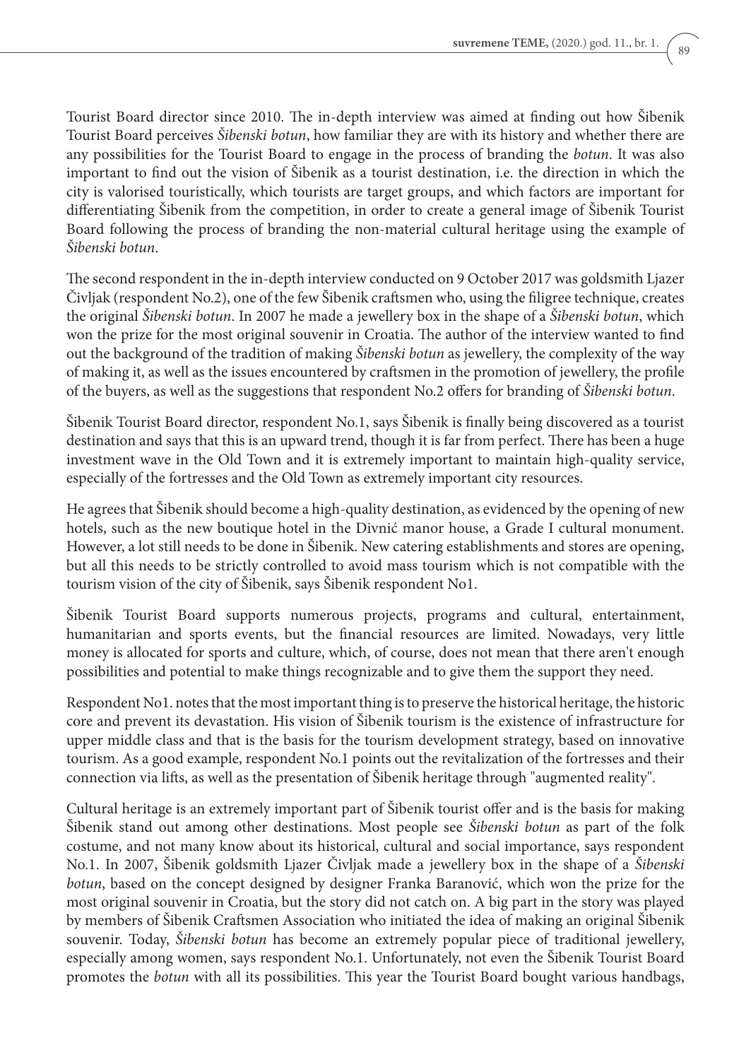Tourist Board director since 2010. The in-depth interview was aimed at finding out how Šibenik Tourist Board perceives *Šibenski botun*, how familiar they are with its history and whether there are any possibilities for the Tourist Board to engage in the process of branding the *botun*. It was also important to find out the vision of Šibenik as a tourist destination, i.e. the direction in which the city is valorised touristically, which tourists are target groups, and which factors are important for differentiating Šibenik from the competition, in order to create a general image of Šibenik Tourist Board following the process of branding the non-material cultural heritage using the example of *Šibenski botun*.

The second respondent in the in-depth interview conducted on 9 October 2017 was goldsmith Ljazer Čivljak (respondent No.2), one of the few Šibenik craftsmen who, using the filigree technique, creates the original *Šibenski botun*. In 2007 he made a jewellery box in the shape of a *Šibenski botun*, which won the prize for the most original souvenir in Croatia. The author of the interview wanted to find out the background of the tradition of making *Šibenski botun* as jewellery, the complexity of the way of making it, as well as the issues encountered by craftsmen in the promotion of jewellery, the profile of the buyers, as well as the suggestions that respondent No.2 offers for branding of *Šibenski botun*.

Šibenik Tourist Board director, respondent No.1, says Šibenik is finally being discovered as a tourist destination and says that this is an upward trend, though it is far from perfect. There has been a huge investment wave in the Old Town and it is extremely important to maintain high-quality service, especially of the fortresses and the Old Town as extremely important city resources.

He agrees that Šibenik should become a high-quality destination, as evidenced by the opening of new hotels, such as the new boutique hotel in the Divnić manor house, a Grade I cultural monument. However, a lot still needs to be done in Šibenik. New catering establishments and stores are opening, but all this needs to be strictly controlled to avoid mass tourism which is not compatible with the tourism vision of the city of Šibenik, says Šibenik respondent No1.

Šibenik Tourist Board supports numerous projects, programs and cultural, entertainment, humanitarian and sports events, but the financial resources are limited. Nowadays, very little money is allocated for sports and culture, which, of course, does not mean that there aren't enough possibilities and potential to make things recognizable and to give them the support they need.

Respondent No1. notes that the most important thing is to preserve the historical heritage, the historic core and prevent its devastation. His vision of Šibenik tourism is the existence of infrastructure for upper middle class and that is the basis for the tourism development strategy, based on innovative tourism. As a good example, respondent No.1 points out the revitalization of the fortresses and their connection via lifts, as well as the presentation of Šibenik heritage through "augmented reality".

Cultural heritage is an extremely important part of Šibenik tourist offer and is the basis for making Šibenik stand out among other destinations. Most people see *Šibenski botun* as part of the folk costume, and not many know about its historical, cultural and social importance, says respondent No.1. In 2007, Šibenik goldsmith Ljazer Čivljak made a jewellery box in the shape of a *Šibenski botun*, based on the concept designed by designer Franka Baranović, which won the prize for the most original souvenir in Croatia, but the story did not catch on. A big part in the story was played by members of Šibenik Craftsmen Association who initiated the idea of making an original Šibenik souvenir. Today, *Šibenski botun* has become an extremely popular piece of traditional jewellery, especially among women, says respondent No.1. Unfortunately, not even the Šibenik Tourist Board promotes the *botun* with all its possibilities. This year the Tourist Board bought various handbags,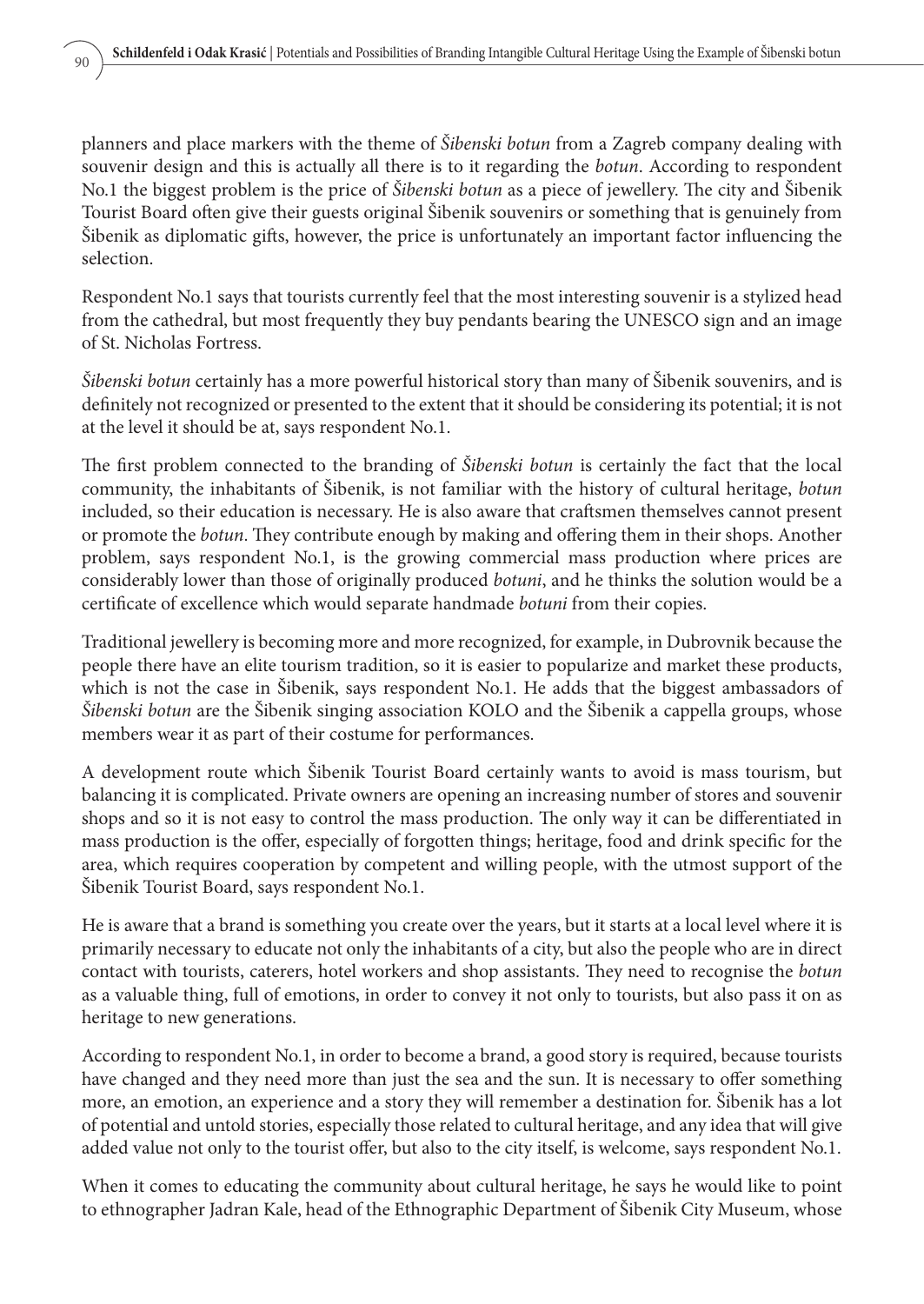planners and place markers with the theme of *Šibenski botun* from a Zagreb company dealing with souvenir design and this is actually all there is to it regarding the *botun*. According to respondent No.1 the biggest problem is the price of *Šibenski botun* as a piece of jewellery. The city and Šibenik Tourist Board often give their guests original Šibenik souvenirs or something that is genuinely from Šibenik as diplomatic gifts, however, the price is unfortunately an important factor influencing the selection.

Respondent No.1 says that tourists currently feel that the most interesting souvenir is a stylized head from the cathedral, but most frequently they buy pendants bearing the UNESCO sign and an image of St. Nicholas Fortress.

*Šibenski botun* certainly has a more powerful historical story than many of Šibenik souvenirs, and is definitely not recognized or presented to the extent that it should be considering its potential; it is not at the level it should be at, says respondent No.1.

The first problem connected to the branding of *Šibenski botun* is certainly the fact that the local community, the inhabitants of Šibenik, is not familiar with the history of cultural heritage, *botun* included, so their education is necessary. He is also aware that craftsmen themselves cannot present or promote the *botun*. They contribute enough by making and offering them in their shops. Another problem, says respondent No.1, is the growing commercial mass production where prices are considerably lower than those of originally produced *botuni*, and he thinks the solution would be a certificate of excellence which would separate handmade *botuni* from their copies.

Traditional jewellery is becoming more and more recognized, for example, in Dubrovnik because the people there have an elite tourism tradition, so it is easier to popularize and market these products, which is not the case in Šibenik, says respondent No.1. He adds that the biggest ambassadors of *Šibenski botun* are the Šibenik singing association KOLO and the Šibenik a cappella groups, whose members wear it as part of their costume for performances.

A development route which Šibenik Tourist Board certainly wants to avoid is mass tourism, but balancing it is complicated. Private owners are opening an increasing number of stores and souvenir shops and so it is not easy to control the mass production. The only way it can be differentiated in mass production is the offer, especially of forgotten things; heritage, food and drink specific for the area, which requires cooperation by competent and willing people, with the utmost support of the Šibenik Tourist Board, says respondent No.1.

He is aware that a brand is something you create over the years, but it starts at a local level where it is primarily necessary to educate not only the inhabitants of a city, but also the people who are in direct contact with tourists, caterers, hotel workers and shop assistants. They need to recognise the *botun* as a valuable thing, full of emotions, in order to convey it not only to tourists, but also pass it on as heritage to new generations.

According to respondent No.1, in order to become a brand, a good story is required, because tourists have changed and they need more than just the sea and the sun. It is necessary to offer something more, an emotion, an experience and a story they will remember a destination for. Šibenik has a lot of potential and untold stories, especially those related to cultural heritage, and any idea that will give added value not only to the tourist offer, but also to the city itself, is welcome, says respondent No.1.

When it comes to educating the community about cultural heritage, he says he would like to point to ethnographer Jadran Kale, head of the Ethnographic Department of Šibenik City Museum, whose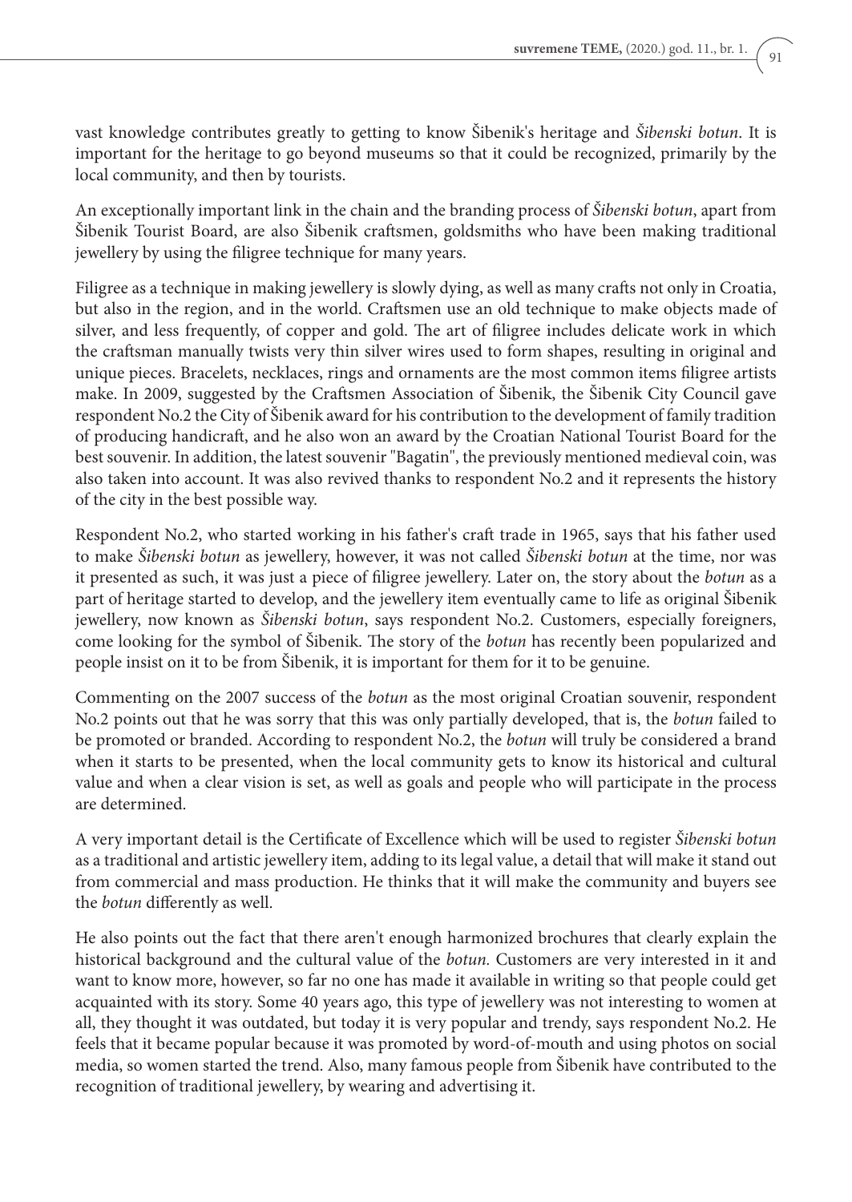vast knowledge contributes greatly to getting to know Šibenik's heritage and *Šibenski botun*. It is important for the heritage to go beyond museums so that it could be recognized, primarily by the local community, and then by tourists.

An exceptionally important link in the chain and the branding process of *Šibenski botun*, apart from Šibenik Tourist Board, are also Šibenik craftsmen, goldsmiths who have been making traditional jewellery by using the filigree technique for many years.

Filigree as a technique in making jewellery is slowly dying, as well as many crafts not only in Croatia, but also in the region, and in the world. Craftsmen use an old technique to make objects made of silver, and less frequently, of copper and gold. The art of filigree includes delicate work in which the craftsman manually twists very thin silver wires used to form shapes, resulting in original and unique pieces. Bracelets, necklaces, rings and ornaments are the most common items filigree artists make. In 2009, suggested by the Craftsmen Association of Šibenik, the Šibenik City Council gave respondent No.2 the City of Šibenik award for his contribution to the development of family tradition of producing handicraft, and he also won an award by the Croatian National Tourist Board for the best souvenir. In addition, the latest souvenir "Bagatin", the previously mentioned medieval coin, was also taken into account. It was also revived thanks to respondent No.2 and it represents the history of the city in the best possible way.

Respondent No.2, who started working in his father's craft trade in 1965, says that his father used to make *Šibenski botun* as jewellery, however, it was not called *Šibenski botun* at the time, nor was it presented as such, it was just a piece of filigree jewellery. Later on, the story about the *botun* as a part of heritage started to develop, and the jewellery item eventually came to life as original Šibenik jewellery, now known as *Šibenski botun*, says respondent No.2. Customers, especially foreigners, come looking for the symbol of Šibenik. The story of the *botun* has recently been popularized and people insist on it to be from Šibenik, it is important for them for it to be genuine.

Commenting on the 2007 success of the *botun* as the most original Croatian souvenir, respondent No.2 points out that he was sorry that this was only partially developed, that is, the *botun* failed to be promoted or branded. According to respondent No.2, the *botun* will truly be considered a brand when it starts to be presented, when the local community gets to know its historical and cultural value and when a clear vision is set, as well as goals and people who will participate in the process are determined.

A very important detail is the Certificate of Excellence which will be used to register *Šibenski botun* as a traditional and artistic jewellery item, adding to its legal value, a detail that will make it stand out from commercial and mass production. He thinks that it will make the community and buyers see the *botun* differently as well.

He also points out the fact that there aren't enough harmonized brochures that clearly explain the historical background and the cultural value of the *botun.* Customers are very interested in it and want to know more, however, so far no one has made it available in writing so that people could get acquainted with its story. Some 40 years ago, this type of jewellery was not interesting to women at all, they thought it was outdated, but today it is very popular and trendy, says respondent No.2. He feels that it became popular because it was promoted by word-of-mouth and using photos on social media, so women started the trend. Also, many famous people from Šibenik have contributed to the recognition of traditional jewellery, by wearing and advertising it.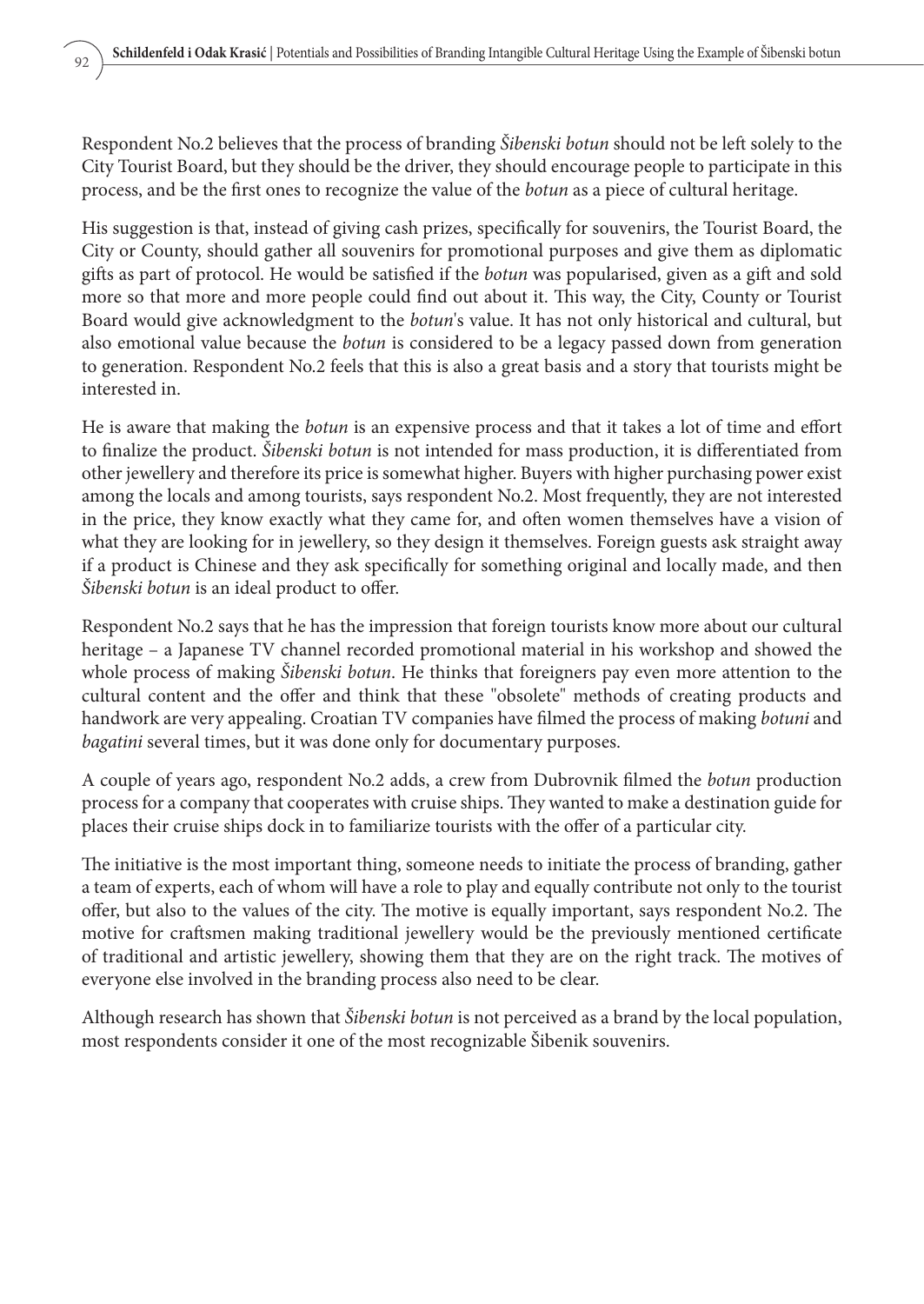Respondent No.2 believes that the process of branding *Šibenski botun* should not be left solely to the City Tourist Board, but they should be the driver, they should encourage people to participate in this process, and be the first ones to recognize the value of the *botun* as a piece of cultural heritage.

His suggestion is that, instead of giving cash prizes, specifically for souvenirs, the Tourist Board, the City or County, should gather all souvenirs for promotional purposes and give them as diplomatic gifts as part of protocol. He would be satisfied if the *botun* was popularised, given as a gift and sold more so that more and more people could find out about it. This way, the City, County or Tourist Board would give acknowledgment to the *botun*'s value. It has not only historical and cultural, but also emotional value because the *botun* is considered to be a legacy passed down from generation to generation. Respondent No.2 feels that this is also a great basis and a story that tourists might be interested in.

He is aware that making the *botun* is an expensive process and that it takes a lot of time and effort to finalize the product. *Šibenski botun* is not intended for mass production, it is differentiated from other jewellery and therefore its price is somewhat higher. Buyers with higher purchasing power exist among the locals and among tourists, says respondent No.2. Most frequently, they are not interested in the price, they know exactly what they came for, and often women themselves have a vision of what they are looking for in jewellery, so they design it themselves. Foreign guests ask straight away if a product is Chinese and they ask specifically for something original and locally made, and then *Šibenski botun* is an ideal product to offer.

Respondent No.2 says that he has the impression that foreign tourists know more about our cultural heritage – a Japanese TV channel recorded promotional material in his workshop and showed the whole process of making *Šibenski botun*. He thinks that foreigners pay even more attention to the cultural content and the offer and think that these "obsolete" methods of creating products and handwork are very appealing. Croatian TV companies have filmed the process of making *botuni* and *bagatini* several times, but it was done only for documentary purposes.

A couple of years ago, respondent No.2 adds, a crew from Dubrovnik filmed the *botun* production process for a company that cooperates with cruise ships. They wanted to make a destination guide for places their cruise ships dock in to familiarize tourists with the offer of a particular city.

The initiative is the most important thing, someone needs to initiate the process of branding, gather a team of experts, each of whom will have a role to play and equally contribute not only to the tourist offer, but also to the values of the city. The motive is equally important, says respondent No.2. The motive for craftsmen making traditional jewellery would be the previously mentioned certificate of traditional and artistic jewellery, showing them that they are on the right track. The motives of everyone else involved in the branding process also need to be clear.

Although research has shown that *Šibenski botun* is not perceived as a brand by the local population, most respondents consider it one of the most recognizable Šibenik souvenirs.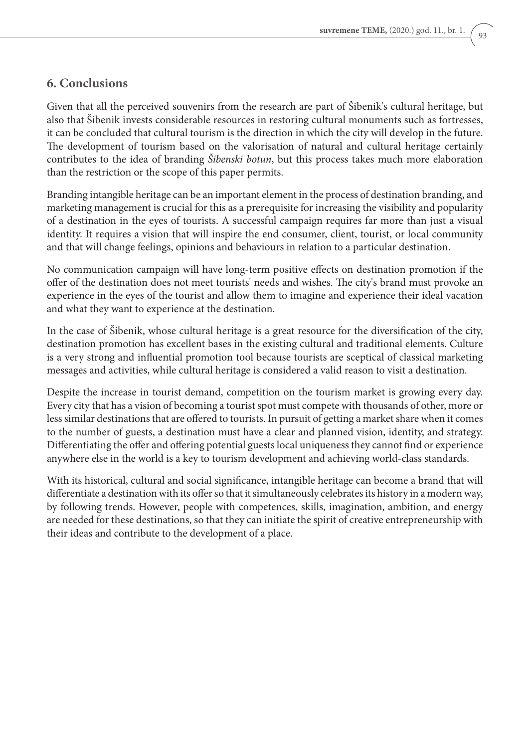## 6. Conclusions

Given that all the perceived souvenirs from the research are part of Šibenik's cultural heritage, but also that Šibenik invests considerable resources in restoring cultural monuments such as fortresses, it can be concluded that cultural tourism is the direction in which the city will develop in the future. The development of tourism based on the valorisation of natural and cultural heritage certainly contributes to the idea of branding *Šibenski botun*, but this process takes much more elaboration than the restriction or the scope of this paper permits.

Branding intangible heritage can be an important element in the process of destination branding, and marketing management is crucial for this as a prerequisite for increasing the visibility and popularity of a destination in the eyes of tourists. A successful campaign requires far more than just a visual identity. It requires a vision that will inspire the end consumer, client, tourist, or local community and that will change feelings, opinions and behaviours in relation to a particular destination.

No communication campaign will have long-term positive effects on destination promotion if the offer of the destination does not meet tourists' needs and wishes. The city's brand must provoke an experience in the eyes of the tourist and allow them to imagine and experience their ideal vacation and what they want to experience at the destination.

In the case of Šibenik, whose cultural heritage is a great resource for the diversification of the city, destination promotion has excellent bases in the existing cultural and traditional elements. Culture is a very strong and influential promotion tool because tourists are sceptical of classical marketing messages and activities, while cultural heritage is considered a valid reason to visit a destination.

Despite the increase in tourist demand, competition on the tourism market is growing every day. Every city that has a vision of becoming a tourist spot must compete with thousands of other, more or less similar destinations that are offered to tourists. In pursuit of getting a market share when it comes to the number of guests, a destination must have a clear and planned vision, identity, and strategy. Differentiating the offer and offering potential guests local uniqueness they cannot find or experience anywhere else in the world is a key to tourism development and achieving world-class standards.

With its historical, cultural and social significance, intangible heritage can become a brand that will differentiate a destination with its offer so that it simultaneously celebrates its history in a modern way, by following trends. However, people with competences, skills, imagination, ambition, and energy are needed for these destinations, so that they can initiate the spirit of creative entrepreneurship with their ideas and contribute to the development of a place.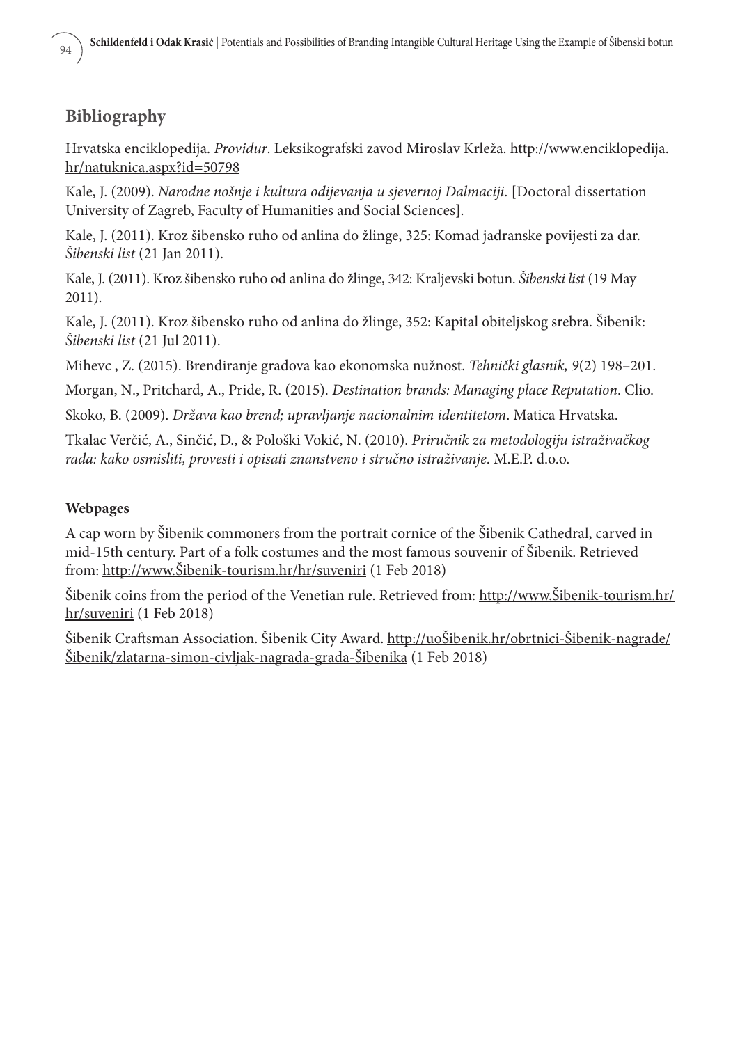## Bibliography

Hrvatska enciklopedija. *Providur*. Leksikografski zavod Miroslav Krleža. http://www.enciklopedija.hr/natuknica.aspx?id=50798

Kale, J. (2009). *Narodne nošnje i kultura odijevanja u sjevernoj Dalmaciji*. [Doctoral dissertation University of Zagreb, Faculty of Humanities and Social Sciences].

Kale, J. (2011). Kroz šibensko ruho od anlina do žlinge, 325: Komad jadranske povijesti za dar. *Šibenski list* (21 Jan 2011).

Kale, J. (2011). Kroz šibensko ruho od anlina do žlinge, 342: Kraljevski botun. *Šibenski list* (19 May 2011).

Kale, J. (2011). Kroz šibensko ruho od anlina do žlinge, 352: Kapital obiteljskog srebra. Šibenik: *Šibenski list* (21 Jul 2011).

Mihevc , Z. (2015). Brendiranje gradova kao ekonomska nužnost. *Tehnički glasnik, 9*(2) 198–201.

Morgan, N., Pritchard, A., Pride, R. (2015). *Destination brands: Managing place Reputation*. Clio.

Skoko, B. (2009). *Država kao brend; upravljanje nacionalnim identitetom*. Matica Hrvatska.

Tkalac Verčić, A., Sinčić, D., & Pološki Vokić, N. (2010). *Priručnik za metodologiju istraživačkog rada: kako osmisliti, provesti i opisati znanstveno i stručno istraživanje*. M.E.P. d.o.o.

**Webpages**

A cap worn by Šibenik commoners from the portrait cornice of the Šibenik Cathedral, carved in mid-15th century. Part of a folk costumes and the most famous souvenir of Šibenik. Retrieved from: http://www.Šibenik-tourism.hr/hr/suveniri (1 Feb 2018)

Šibenik coins from the period of the Venetian rule. Retrieved from: http://www.Šibenik-tourism.hr/hr/suveniri (1 Feb 2018)

Šibenik Craftsman Association. Šibenik City Award. http://uoŠibenik.hr/obrtnici-Šibenik-nagrade/Šibenik/zlatarna-simon-civljak-nagrada-grada-Šibenika (1 Feb 2018)